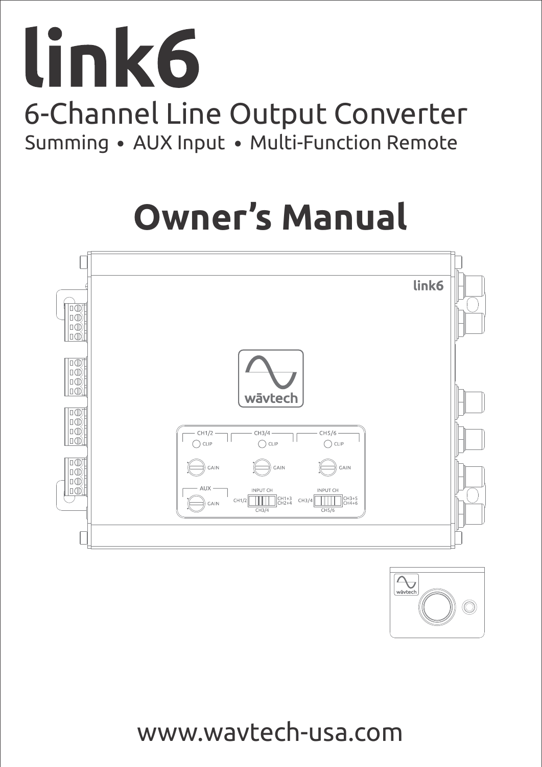# link6

## 6-Channel Line Output Converter

Summing • AUX Input • Multi-Function Remote

# Owner's Manual

www.wavtech-usa.com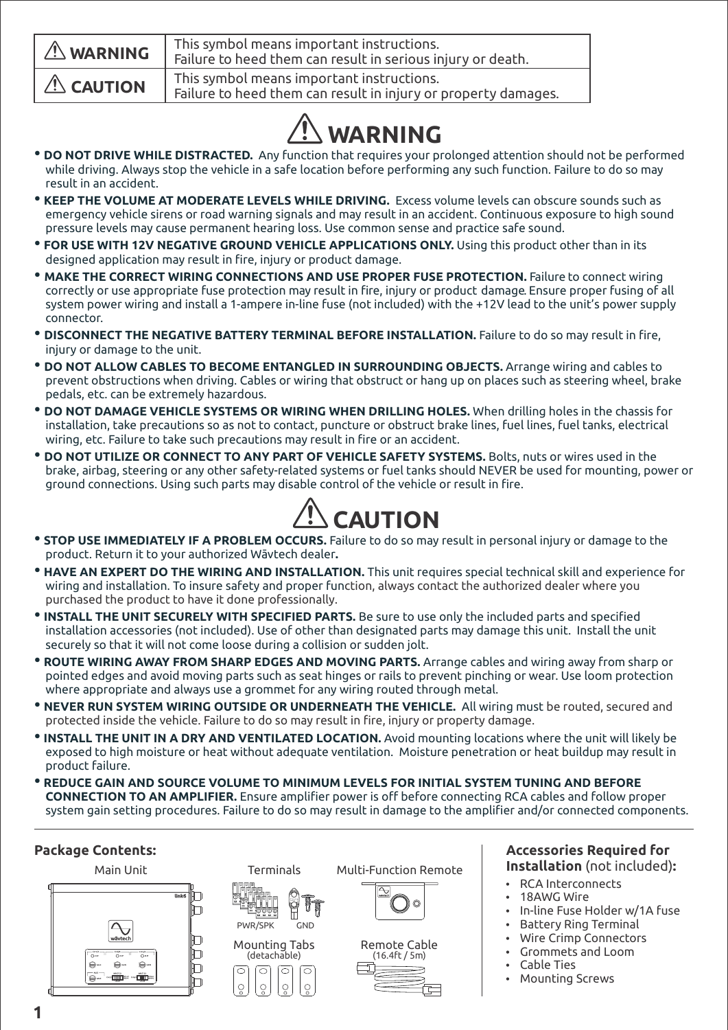| ⚠ WARNING | This symbol means important instructions. Failure to heed them can result in serious injury or death. |
|---|---|
| ⚠ CAUTION | This symbol means important instructions. Failure to heed them can result in injury or property damages. |

# ⚠ WARNING

- **DO NOT DRIVE WHILE DISTRACTED.** Any function that requires your prolonged attention should not be performed while driving. Always stop the vehicle in a safe location before performing any such function. Failure to do so may result in an accident.
- **KEEP THE VOLUME AT MODERATE LEVELS WHILE DRIVING.** Excess volume levels can obscure sounds such as emergency vehicle sirens or road warning signals and may result in an accident. Continuous exposure to high sound pressure levels may cause permanent hearing loss. Use common sense and practice safe sound.
- **FOR USE WITH 12V NEGATIVE GROUND VEHICLE APPLICATIONS ONLY.** Using this product other than in its designed application may result in fire, injury or product damage.
- **MAKE THE CORRECT WIRING CONNECTIONS AND USE PROPER FUSE PROTECTION.** Failure to connect wiring correctly or use appropriate fuse protection may result in fire, injury or product damage. Ensure proper fusing of all system power wiring and install a 1-ampere in-line fuse (not included) with the +12V lead to the unit's power supply connector.
- **DISCONNECT THE NEGATIVE BATTERY TERMINAL BEFORE INSTALLATION.** Failure to do so may result in fire, injury or damage to the unit.
- **DO NOT ALLOW CABLES TO BECOME ENTANGLED IN SURROUNDING OBJECTS.** Arrange wiring and cables to prevent obstructions when driving. Cables or wiring that obstruct or hang up on places such as steering wheel, brake pedals, etc. can be extremely hazardous.
- **DO NOT DAMAGE VEHICLE SYSTEMS OR WIRING WHEN DRILLING HOLES.** When drilling holes in the chassis for installation, take precautions so as not to contact, puncture or obstruct brake lines, fuel lines, fuel tanks, electrical wiring, etc. Failure to take such precautions may result in fire or an accident.
- **DO NOT UTILIZE OR CONNECT TO ANY PART OF VEHICLE SAFETY SYSTEMS.** Bolts, nuts or wires used in the brake, airbag, steering or any other safety-related systems or fuel tanks should NEVER be used for mounting, power or ground connections. Using such parts may disable control of the vehicle or result in fire.

# ⚠ CAUTION

- **STOP USE IMMEDIATELY IF A PROBLEM OCCURS.** Failure to do so may result in personal injury or damage to the product. Return it to your authorized Wāvtech dealer**.**
- **HAVE AN EXPERT DO THE WIRING AND INSTALLATION.** This unit requires special technical skill and experience for wiring and installation. To insure safety and proper function, always contact the authorized dealer where you purchased the product to have it done professionally.
- **INSTALL THE UNIT SECURELY WITH SPECIFIED PARTS.** Be sure to use only the included parts and specified installation accessories (not included). Use of other than designated parts may damage this unit. Install the unit securely so that it will not come loose during a collision or sudden jolt.
- **ROUTE WIRING AWAY FROM SHARP EDGES AND MOVING PARTS.** Arrange cables and wiring away from sharp or pointed edges and avoid moving parts such as seat hinges or rails to prevent pinching or wear. Use loom protection where appropriate and always use a grommet for any wiring routed through metal.
- **NEVER RUN SYSTEM WIRING OUTSIDE OR UNDERNEATH THE VEHICLE.** All wiring must be routed, secured and protected inside the vehicle. Failure to do so may result in fire, injury or property damage.
- **INSTALL THE UNIT IN A DRY AND VENTILATED LOCATION.** Avoid mounting locations where the unit will likely be exposed to high moisture or heat without adequate ventilation. Moisture penetration or heat buildup may result in product failure.
- **REDUCE GAIN AND SOURCE VOLUME TO MINIMUM LEVELS FOR INITIAL SYSTEM TUNING AND BEFORE CONNECTION TO AN AMPLIFIER.** Ensure amplifier power is off before connecting RCA cables and follow proper system gain setting procedures. Failure to do so may result in damage to the amplifier and/or connected components.

## Package Contents:

Main Unit

Terminals

PWR/SPK GND

Multi-Function Remote

Mounting Tabs (detachable)

Remote Cable (16.4ft / 5m)

## Accessories Required for Installation (not included):

- RCA Interconnects
- 18AWG Wire
- In-line Fuse Holder w/1A fuse
- Battery Ring Terminal
- Wire Crimp Connectors
- Grommets and Loom
- Cable Ties
- Mounting Screws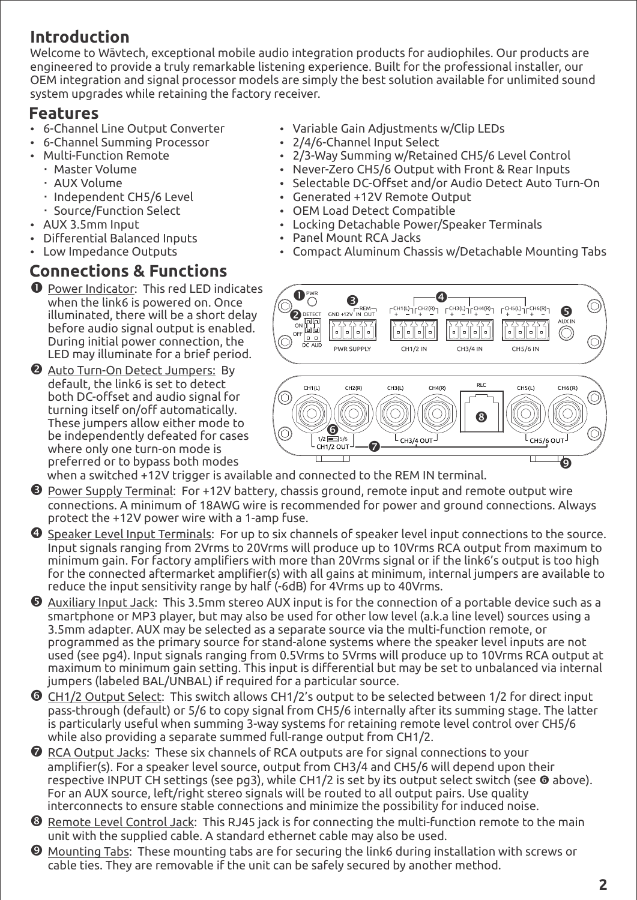## Introduction

Welcome to Wāvtech, exceptional mobile audio integration products for audiophiles. Our products are engineered to provide a truly remarkable listening experience. Built for the professional installer, our OEM integration and signal processor models are simply the best solution available for unlimited sound system upgrades while retaining the factory receiver.

## Features

- 6-Channel Line Output Converter
- 6-Channel Summing Processor
- Multi-Function Remote
  - Master Volume
  - AUX Volume
  - Independent CH5/6 Level
  - Source/Function Select
- AUX 3.5mm Input
- Differential Balanced Inputs
- Low Impedance Outputs
- Variable Gain Adjustments w/Clip LEDs
- 2/4/6-Channel Input Select
- 2/3-Way Summing w/Retained CH5/6 Level Control
- Never-Zero CH5/6 Output with Front & Rear Inputs
- Selectable DC-Offset and/or Audio Detect Auto Turn-On
- Generated +12V Remote Output
- OEM Load Detect Compatible
- Locking Detachable Power/Speaker Terminals
- Panel Mount RCA Jacks
- Compact Aluminum Chassis w/Detachable Mounting Tabs

## Connections & Functions

❶ Power Indicator: This red LED indicates when the link6 is powered on. Once illuminated, there will be a short delay before audio signal output is enabled. During initial power connection, the LED may illuminate for a brief period.

❷ Auto Turn-On Detect Jumpers: By default, the link6 is set to detect both DC-offset and audio signal for turning itself on/off automatically. These jumpers allow either mode to be independently defeated for cases where only one turn-on mode is preferred or to bypass both modes when a switched +12V trigger is available and connected to the REM IN terminal.

❸ Power Supply Terminal: For +12V battery, chassis ground, remote input and remote output wire connections. A minimum of 18AWG wire is recommended for power and ground connections. Always protect the +12V power wire with a 1-amp fuse.

❹ Speaker Level Input Terminals: For up to six channels of speaker level input connections to the source. Input signals ranging from 2Vrms to 20Vrms will produce up to 10Vrms RCA output from maximum to minimum gain. For factory amplifiers with more than 20Vrms signal or if the link6's output is too high for the connected aftermarket amplifier(s) with all gains at minimum, internal jumpers are available to reduce the input sensitivity range by half (-6dB) for 4Vrms up to 40Vrms.

❺ Auxiliary Input Jack: This 3.5mm stereo AUX input is for the connection of a portable device such as a smartphone or MP3 player, but may also be used for other low level (a.k.a line level) sources using a 3.5mm adapter. AUX may be selected as a separate source via the multi-function remote, or programmed as the primary source for stand-alone systems where the speaker level inputs are not used (see pg4). Input signals ranging from 0.5Vrms to 5Vrms will produce up to 10Vrms RCA output at maximum to minimum gain setting. This input is differential but may be set to unbalanced via internal jumpers (labeled BAL/UNBAL) if required for a particular source.

❻ CH1/2 Output Select: This switch allows CH1/2's output to be selected between 1/2 for direct input pass-through (default) or 5/6 to copy signal from CH5/6 internally after its summing stage. The latter is particularly useful when summing 3-way systems for retaining remote level control over CH5/6 while also providing a separate summed full-range output from CH1/2.

❼ RCA Output Jacks: These six channels of RCA outputs are for signal connections to your amplifier(s). For a speaker level source, output from CH3/4 and CH5/6 will depend upon their respective INPUT CH settings (see pg3), while CH1/2 is set by its output select switch (see ❻ above). For an AUX source, left/right stereo signals will be routed to all output pairs. Use quality interconnects to ensure stable connections and minimize the possibility for induced noise.

❽ Remote Level Control Jack: This RJ45 jack is for connecting the multi-function remote to the main unit with the supplied cable. A standard ethernet cable may also be used.

❾ Mounting Tabs: These mounting tabs are for securing the link6 during installation with screws or cable ties. They are removable if the unit can be safely secured by another method.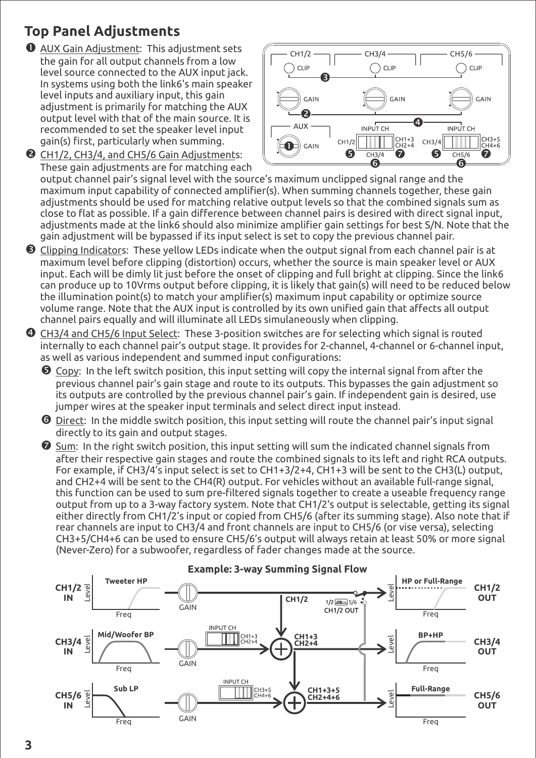## Top Panel Adjustments

❶ AUX Gain Adjustment: This adjustment sets the gain for all output channels from a low level source connected to the AUX input jack. In systems using both the link6's main speaker level inputs and auxiliary input, this gain adjustment is primarily for matching the AUX output level with that of the main source. It is recommended to set the speaker level input gain(s) first, particularly when summing.

❷ CH1/2, CH3/4, and CH5/6 Gain Adjustments: These gain adjustments are for matching each output channel pair's signal level with the source's maximum unclipped signal range and the maximum input capability of connected amplifier(s). When summing channels together, these gain adjustments should be used for matching relative output levels so that the combined signals sum as close to flat as possible. If a gain difference between channel pairs is desired with direct signal input, adjustments made at the link6 should also minimize amplifier gain settings for best S/N. Note that the gain adjustment will be bypassed if its input select is set to copy the previous channel pair.

❸ Clipping Indicators: These yellow LEDs indicate when the output signal from each channel pair is at maximum level before clipping (distortion) occurs, whether the source is main speaker level or AUX input. Each will be dimly lit just before the onset of clipping and full bright at clipping. Since the link6 can produce up to 10Vrms output before clipping, it is likely that gain(s) will need to be reduced below the illumination point(s) to match your amplifier(s) maximum input capability or optimize source volume range. Note that the AUX input is controlled by its own unified gain that affects all output channel pairs equally and will illuminate all LEDs simulaneously when clipping.

❹ CH3/4 and CH5/6 Input Select: These 3-position switches are for selecting which signal is routed internally to each channel pair's output stage. It provides for 2-channel, 4-channel or 6-channel input, as well as various independent and summed input configurations:

- ❺ Copy: In the left switch position, this input setting will copy the internal signal from after the previous channel pair's gain stage and route to its outputs. This bypasses the gain adjustment so its outputs are controlled by the previous channel pair's gain. If independent gain is desired, use jumper wires at the speaker input terminals and select direct input instead.
- ❻ Direct: In the middle switch position, this input setting will route the channel pair's input signal directly to its gain and output stages.
- ❼ Sum: In the right switch position, this input setting will sum the indicated channel signals from after their respective gain stages and route the combined signals to its left and right RCA outputs. For example, if CH3/4's input select is set to CH1+3/2+4, CH1+3 will be sent to the CH3(L) output, and CH2+4 will be sent to the CH4(R) output. For vehicles without an available full-range signal, this function can be used to sum pre-filtered signals together to create a useable frequency range output from up to a 3-way factory system. Note that CH1/2's output is selectable, getting its signal either directly from CH1/2's input or copied from CH5/6 (after its summing stage). Also note that if rear channels are input to CH3/4 and front channels are input to CH5/6 (or vise versa), selecting CH3+5/CH4+6 can be used to ensure CH5/6's output will always retain at least 50% or more signal (Never-Zero) for a subwoofer, regardless of fader changes made at the source.

**Example: 3-way Summing Signal Flow**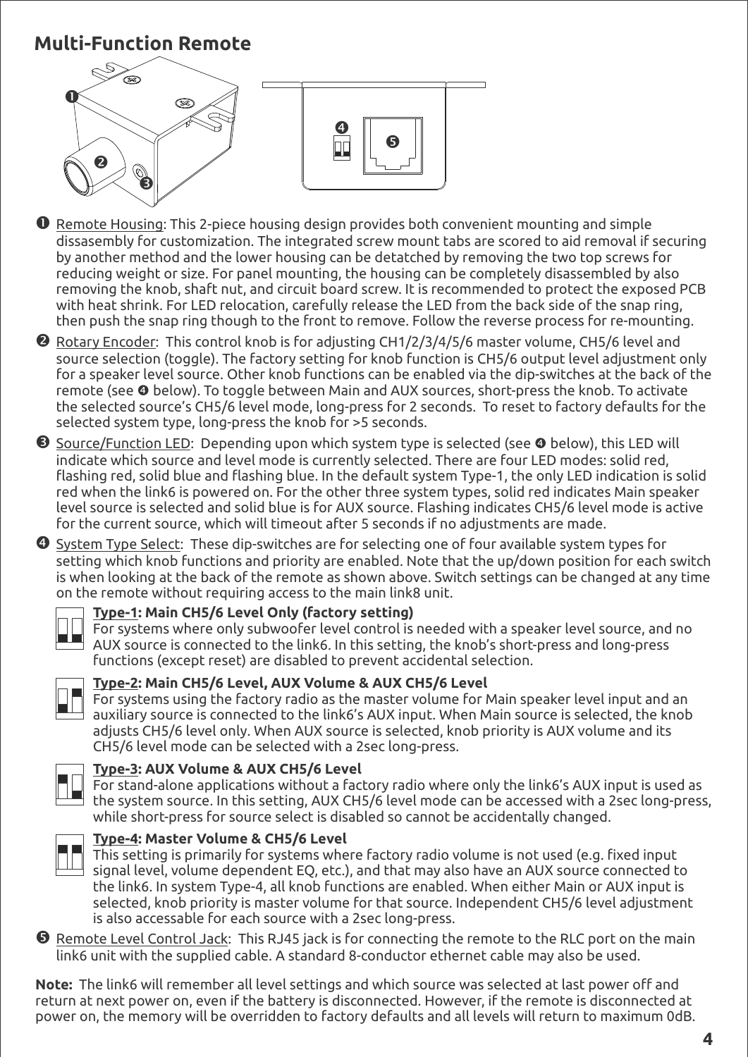## Multi-Function Remote

❶ Remote Housing: This 2-piece housing design provides both convenient mounting and simple dissasembly for customization. The integrated screw mount tabs are scored to aid removal if securing by another method and the lower housing can be detatched by removing the two top screws for reducing weight or size. For panel mounting, the housing can be completely disassembled by also removing the knob, shaft nut, and circuit board screw. It is recommended to protect the exposed PCB with heat shrink. For LED relocation, carefully release the LED from the back side of the snap ring, then push the snap ring though to the front to remove. Follow the reverse process for re-mounting.

❷ Rotary Encoder: This control knob is for adjusting CH1/2/3/4/5/6 master volume, CH5/6 level and source selection (toggle). The factory setting for knob function is CH5/6 output level adjustment only for a speaker level source. Other knob functions can be enabled via the dip-switches at the back of the remote (see ❹ below). To toggle between Main and AUX sources, short-press the knob. To activate the selected source's CH5/6 level mode, long-press for 2 seconds. To reset to factory defaults for the selected system type, long-press the knob for >5 seconds.

❸ Source/Function LED: Depending upon which system type is selected (see ❹ below), this LED will indicate which source and level mode is currently selected. There are four LED modes: solid red, flashing red, solid blue and flashing blue. In the default system Type-1, the only LED indication is solid red when the link6 is powered on. For the other three system types, solid red indicates Main speaker level source is selected and solid blue is for AUX source. Flashing indicates CH5/6 level mode is active for the current source, which will timeout after 5 seconds if no adjustments are made.

❹ System Type Select: These dip-switches are for selecting one of four available system types for setting which knob functions and priority are enabled. Note that the up/down position for each switch is when looking at the back of the remote as shown above. Switch settings can be changed at any time on the remote without requiring access to the main link8 unit.

**Type-1: Main CH5/6 Level Only (factory setting)**
For systems where only subwoofer level control is needed with a speaker level source, and no AUX source is connected to the link6. In this setting, the knob's short-press and long-press functions (except reset) are disabled to prevent accidental selection.

**Type-2: Main CH5/6 Level, AUX Volume & AUX CH5/6 Level**
For systems using the factory radio as the master volume for Main speaker level input and an auxiliary source is connected to the link6's AUX input. When Main source is selected, the knob adjusts CH5/6 level only. When AUX source is selected, knob priority is AUX volume and its CH5/6 level mode can be selected with a 2sec long-press.

**Type-3: AUX Volume & AUX CH5/6 Level**
For stand-alone applications without a factory radio where only the link6's AUX input is used as the system source. In this setting, AUX CH5/6 level mode can be accessed with a 2sec long-press, while short-press for source select is disabled so cannot be accidentally changed.

**Type-4: Master Volume & CH5/6 Level**
This setting is primarily for systems where factory radio volume is not used (e.g. fixed input signal level, volume dependent EQ, etc.), and that may also have an AUX source connected to the link6. In system Type-4, all knob functions are enabled. When either Main or AUX input is selected, knob priority is master volume for that source. Independent CH5/6 level adjustment is also accessable for each source with a 2sec long-press.

❺ Remote Level Control Jack: This RJ45 jack is for connecting the remote to the RLC port on the main link6 unit with the supplied cable. A standard 8-conductor ethernet cable may also be used.

**Note:** The link6 will remember all level settings and which source was selected at last power off and return at next power on, even if the battery is disconnected. However, if the remote is disconnected at power on, the memory will be overridden to factory defaults and all levels will return to maximum 0dB.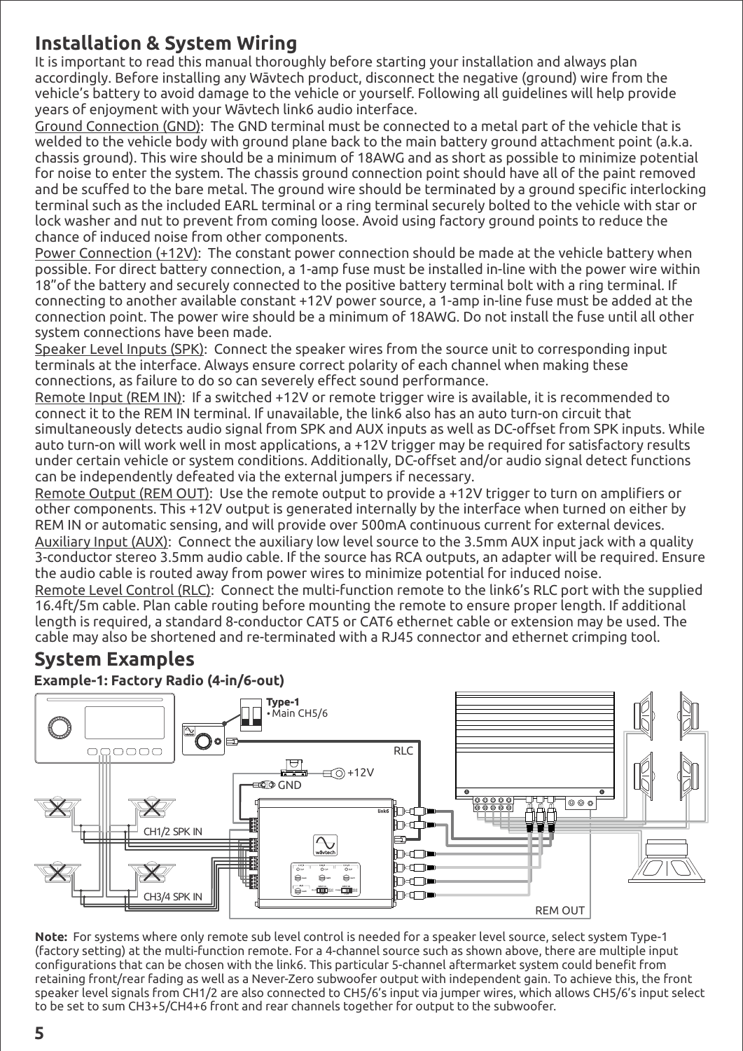## Installation & System Wiring

It is important to read this manual thoroughly before starting your installation and always plan accordingly. Before installing any Wāvtech product, disconnect the negative (ground) wire from the vehicle's battery to avoid damage to the vehicle or yourself. Following all guidelines will help provide years of enjoyment with your Wāvtech link6 audio interface.

Ground Connection (GND): The GND terminal must be connected to a metal part of the vehicle that is welded to the vehicle body with ground plane back to the main battery ground attachment point (a.k.a. chassis ground). This wire should be a minimum of 18AWG and as short as possible to minimize potential for noise to enter the system. The chassis ground connection point should have all of the paint removed and be scuffed to the bare metal. The ground wire should be terminated by a ground specific interlocking terminal such as the included EARL terminal or a ring terminal securely bolted to the vehicle with star or lock washer and nut to prevent from coming loose. Avoid using factory ground points to reduce the chance of induced noise from other components.

Power Connection (+12V): The constant power connection should be made at the vehicle battery when possible. For direct battery connection, a 1-amp fuse must be installed in-line with the power wire within 18"of the battery and securely connected to the positive battery terminal bolt with a ring terminal. If connecting to another available constant +12V power source, a 1-amp in-line fuse must be added at the connection point. The power wire should be a minimum of 18AWG. Do not install the fuse until all other system connections have been made.

Speaker Level Inputs (SPK): Connect the speaker wires from the source unit to corresponding input terminals at the interface. Always ensure correct polarity of each channel when making these connections, as failure to do so can severely effect sound performance.

Remote Input (REM IN): If a switched +12V or remote trigger wire is available, it is recommended to connect it to the REM IN terminal. If unavailable, the link6 also has an auto turn-on circuit that simultaneously detects audio signal from SPK and AUX inputs as well as DC-offset from SPK inputs. While auto turn-on will work well in most applications, a +12V trigger may be required for satisfactory results under certain vehicle or system conditions. Additionally, DC-offset and/or audio signal detect functions can be independently defeated via the external jumpers if necessary.

Remote Output (REM OUT): Use the remote output to provide a +12V trigger to turn on amplifiers or other components. This +12V output is generated internally by the interface when turned on either by REM IN or automatic sensing, and will provide over 500mA continuous current for external devices.

Auxiliary Input (AUX): Connect the auxiliary low level source to the 3.5mm AUX input jack with a quality 3-conductor stereo 3.5mm audio cable. If the source has RCA outputs, an adapter will be required. Ensure the audio cable is routed away from power wires to minimize potential for induced noise.

Remote Level Control (RLC): Connect the multi-function remote to the link6's RLC port with the supplied 16.4ft/5m cable. Plan cable routing before mounting the remote to ensure proper length. If additional length is required, a standard 8-conductor CAT5 or CAT6 ethernet cable or extension may be used. The cable may also be shortened and re-terminated with a RJ45 connector and ethernet crimping tool.

## System Examples

### Example-1: Factory Radio (4-in/6-out)

Type-1
- Main CH5/6

RLC

+12V

GND

CH1/2 SPK IN

CH3/4 SPK IN

REM OUT

**Note:** For systems where only remote sub level control is needed for a speaker level source, select system Type-1 (factory setting) at the multi-function remote. For a 4-channel source such as shown above, there are multiple input configurations that can be chosen with the link6. This particular 5-channel aftermarket system could benefit from retaining front/rear fading as well as a Never-Zero subwoofer output with independent gain. To achieve this, the front speaker level signals from CH1/2 are also connected to CH5/6's input via jumper wires, which allows CH5/6's input select to be set to sum CH3+5/CH4+6 front and rear channels together for output to the subwoofer.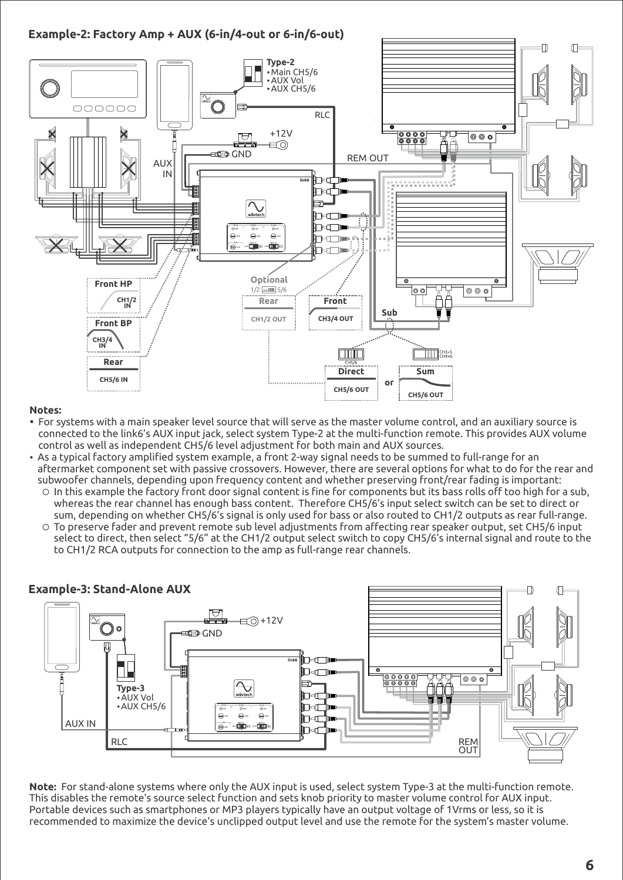## Example-2: Factory Amp + AUX (6-in/4-out or 6-in/6-out)

Type-2
- Main CH5/6
- AUX Vol
- AUX CH5/6

RLC

+12V

GND

AUX IN

REM OUT

Front HP CH1/2 IN

Front BP CH3/4 IN

Rear CH5/6 IN

Optional 1/2 5/6

Rear CH1/2 OUT

Front CH3/4 OUT

Sub

Direct CH5/6 OUT

or

Sum CH5/6 OUT

CH3+5 CH4+6

CH5/6

**Notes:**

- For systems with a main speaker level source that will serve as the master volume control, and an auxiliary source is connected to the link6's AUX input jack, select system Type-2 at the multi-function remote. This provides AUX volume control as well as independent CH5/6 level adjustment for both main and AUX sources.
- As a typical factory amplified system example, a front 2-way signal needs to be summed to full-range for an aftermarket component set with passive crossovers. However, there are several options for what to do for the rear and subwoofer channels, depending upon frequency content and whether preserving front/rear fading is important:
  - In this example the factory front door signal content is fine for components but its bass rolls off too high for a sub, whereas the rear channel has enough bass content. Therefore CH5/6's input select switch can be set to direct or sum, depending on whether CH5/6's signal is only used for bass or also routed to CH1/2 outputs as rear full-range.
  - To preserve fader and prevent remote sub level adjustments from affecting rear speaker output, set CH5/6 input select to direct, then select "5/6" at the CH1/2 output select switch to copy CH5/6's internal signal and route to the to CH1/2 RCA outputs for connection to the amp as full-range rear channels.

## Example-3: Stand-Alone AUX

+12V

GND

Type-3
- AUX Vol
- AUX CH5/6

AUX IN

RLC

REM OUT

**Note:** For stand-alone systems where only the AUX input is used, select system Type-3 at the multi-function remote. This disables the remote's source select function and sets knob priority to master volume control for AUX input. Portable devices such as smartphones or MP3 players typically have an output voltage of 1Vrms or less, so it is recommended to maximize the device's unclipped output level and use the remote for the system's master volume.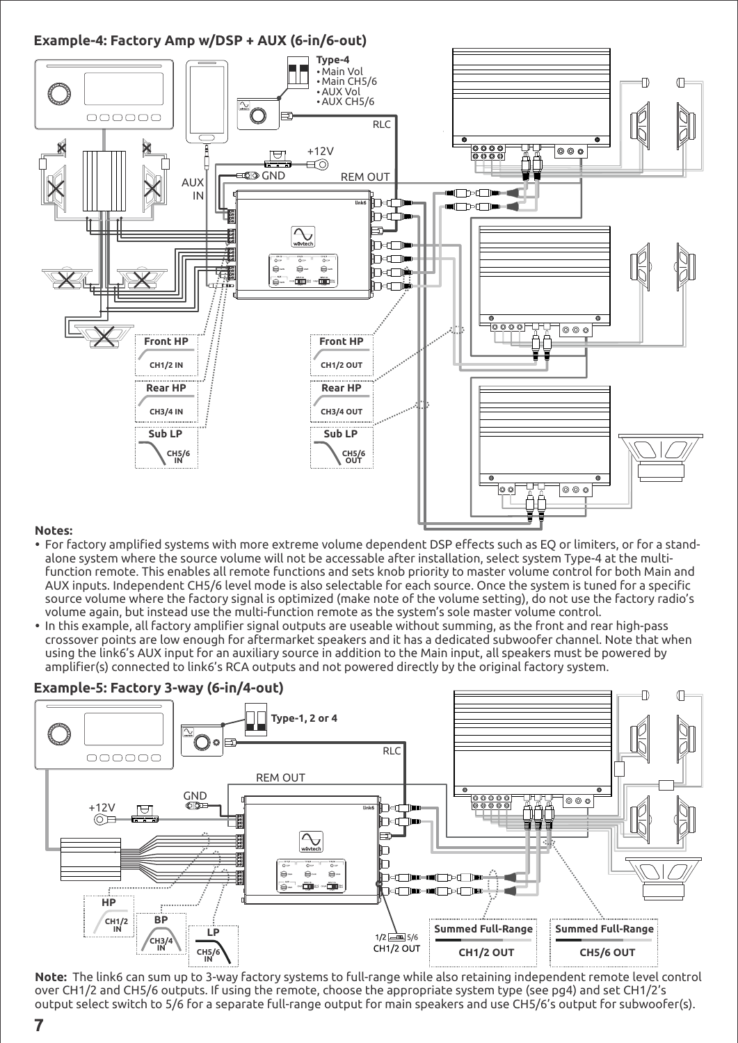## Example-4: Factory Amp w/DSP + AUX (6-in/6-out)

**Notes:**

- For factory amplified systems with more extreme volume dependent DSP effects such as EQ or limiters, or for a stand-alone system where the source volume will not be accessable after installation, select system Type-4 at the multi-function remote. This enables all remote functions and sets knob priority to master volume control for both Main and AUX inputs. Independent CH5/6 level mode is also selectable for each source. Once the system is tuned for a specific source volume where the factory signal is optimized (make note of the volume setting), do not use the factory radio's volume again, but instead use the multi-function remote as the system's sole master volume control.
- In this example, all factory amplifier signal outputs are useable without summing, as the front and rear high-pass crossover points are low enough for aftermarket speakers and it has a dedicated subwoofer channel. Note that when using the link6's AUX input for an auxiliary source in addition to the Main input, all speakers must be powered by amplifier(s) connected to link6's RCA outputs and not powered directly by the original factory system.

## Example-5: Factory 3-way (6-in/4-out)

**Note:** The link6 can sum up to 3-way factory systems to full-range while also retaining independent remote level control over CH1/2 and CH5/6 outputs. If using the remote, choose the appropriate system type (see pg4) and set CH1/2's output select switch to 5/6 for a separate full-range output for main speakers and use CH5/6's output for subwoofer(s).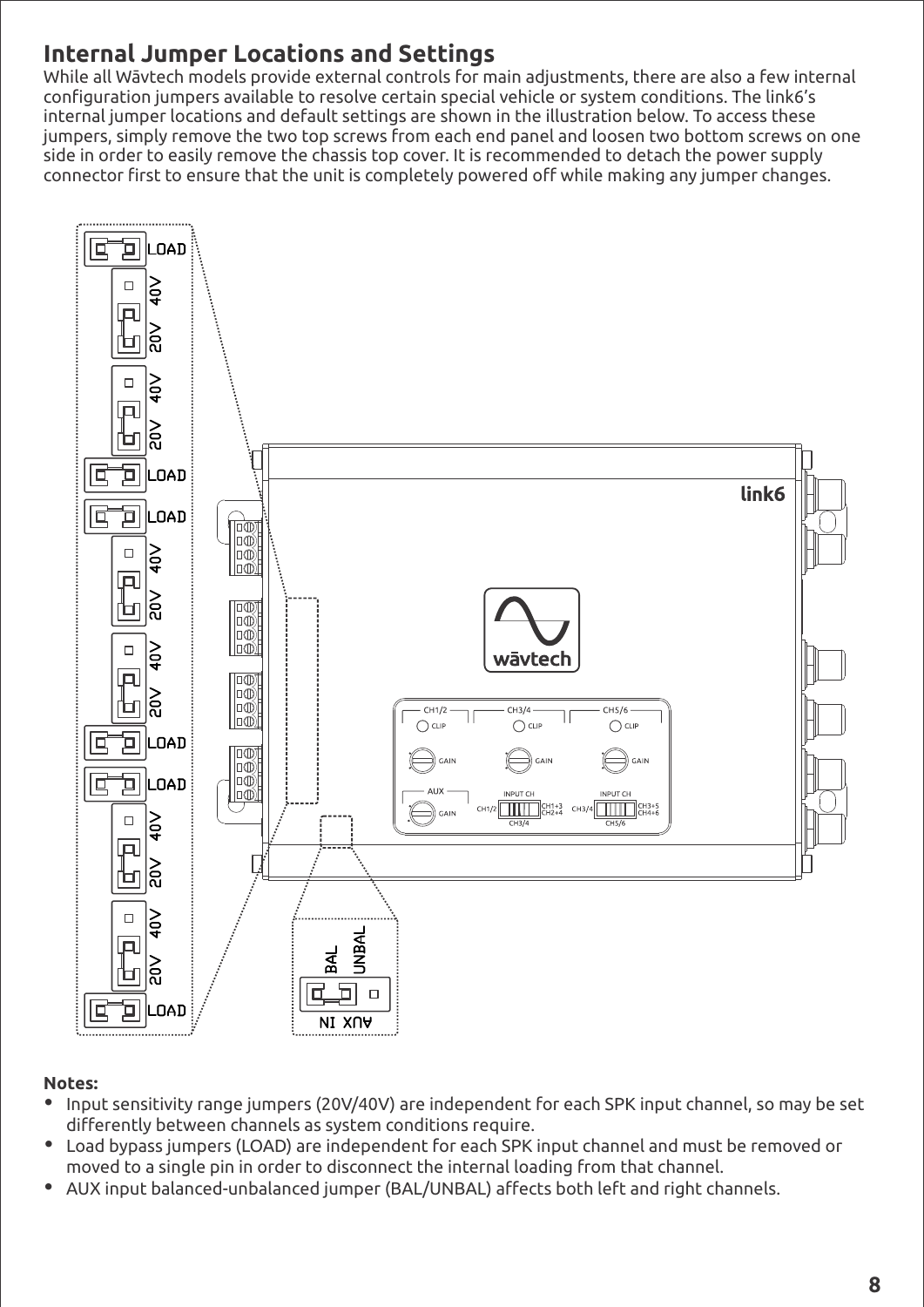## Internal Jumper Locations and Settings

While all Wāvtech models provide external controls for main adjustments, there are also a few internal configuration jumpers available to resolve certain special vehicle or system conditions. The link6's internal jumper locations and default settings are shown in the illustration below. To access these jumpers, simply remove the two top screws from each end panel and loosen two bottom screws on one side in order to easily remove the chassis top cover. It is recommended to detach the power supply connector first to ensure that the unit is completely powered off while making any jumper changes.

**Notes:**

- Input sensitivity range jumpers (20V/40V) are independent for each SPK input channel, so may be set differently between channels as system conditions require.
- Load bypass jumpers (LOAD) are independent for each SPK input channel and must be removed or moved to a single pin in order to disconnect the internal loading from that channel.
- AUX input balanced-unbalanced jumper (BAL/UNBAL) affects both left and right channels.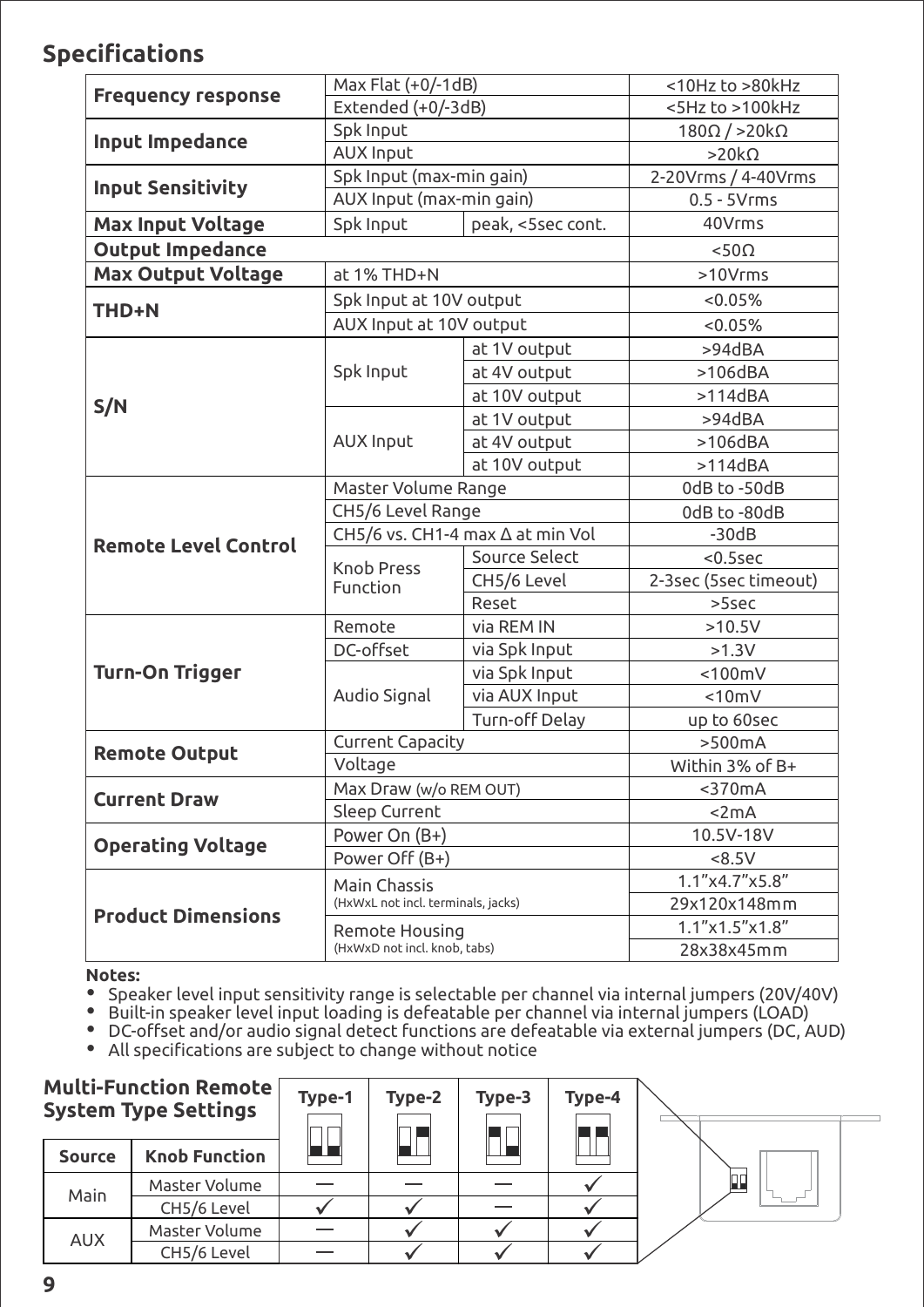## Specifications

| | | | |
|---|---|---|---|
| **Frequency response** | Max Flat (+0/-1dB) | | <10Hz to >80kHz |
| | Extended (+0/-3dB) | | <5Hz to >100kHz |
| **Input Impedance** | Spk Input | | 180Ω / >20kΩ |
| | AUX Input | | >20kΩ |
| **Input Sensitivity** | Spk Input (max-min gain) | | 2-20Vrms / 4-40Vrms |
| | AUX Input (max-min gain) | | 0.5 - 5Vrms |
| **Max Input Voltage** | Spk Input | peak, <5sec cont. | 40Vrms |
| **Output Impedance** | | | <50Ω |
| **Max Output Voltage** | at 1% THD+N | | >10Vrms |
| **THD+N** | Spk Input at 10V output | | <0.05% |
| | AUX Input at 10V output | | <0.05% |
| **S/N** | Spk Input | at 1V output | >94dBA |
| | | at 4V output | >106dBA |
| | | at 10V output | >114dBA |
| | AUX Input | at 1V output | >94dBA |
| | | at 4V output | >106dBA |
| | | at 10V output | >114dBA |
| **Remote Level Control** | Master Volume Range | | 0dB to -50dB |
| | CH5/6 Level Range | | 0dB to -80dB |
| | CH5/6 vs. CH1-4 max Δ at min Vol | | -30dB |
| | Knob Press Function | Source Select | <0.5sec |
| | | CH5/6 Level | 2-3sec (5sec timeout) |
| | | Reset | >5sec |
| **Turn-On Trigger** | Remote | via REM IN | >10.5V |
| | DC-offset | via Spk Input | >1.3V |
| | Audio Signal | via Spk Input | <100mV |
| | | via AUX Input | <10mV |
| | | Turn-off Delay | up to 60sec |
| **Remote Output** | Current Capacity | | >500mA |
| | Voltage | | Within 3% of B+ |
| **Current Draw** | Max Draw (w/o REM OUT) | | <370mA |
| | Sleep Current | | <2mA |
| **Operating Voltage** | Power On (B+) | | 10.5V-18V |
| | Power Off (B+) | | <8.5V |
| **Product Dimensions** | Main Chassis (HxWxL not incl. terminals, jacks) | | 1.1"x4.7"x5.8" |
| | | | 29x120x148mm |
| | Remote Housing (HxWxD not incl. knob, tabs) | | 1.1"x1.5"x1.8" |
| | | | 28x38x45mm |

**Notes:**

- Speaker level input sensitivity range is selectable per channel via internal jumpers (20V/40V)
- Built-in speaker level input loading is defeatable per channel via internal jumpers (LOAD)
- DC-offset and/or audio signal detect functions are defeatable via external jumpers (DC, AUD)
- All specifications are subject to change without notice

**Multi-Function Remote System Type Settings**

| Source | Knob Function | Type-1 | Type-2 | Type-3 | Type-4 |
|---|---|---|---|---|---|
| Main | Master Volume | — | — | — | ✓ |
| | CH5/6 Level | ✓ | ✓ | — | ✓ |
| AUX | Master Volume | — | ✓ | ✓ | ✓ |
| | CH5/6 Level | — | ✓ | ✓ | ✓ |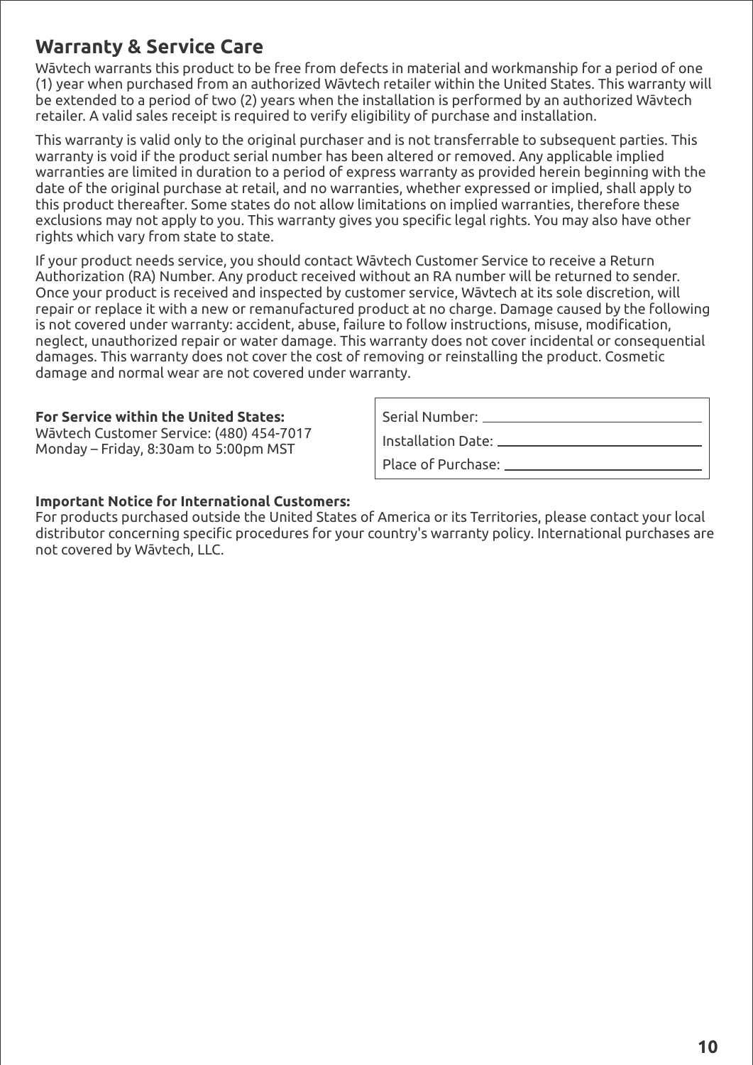## Warranty & Service Care

Wāvtech warrants this product to be free from defects in material and workmanship for a period of one (1) year when purchased from an authorized Wāvtech retailer within the United States. This warranty will be extended to a period of two (2) years when the installation is performed by an authorized Wāvtech retailer. A valid sales receipt is required to verify eligibility of purchase and installation.

This warranty is valid only to the original purchaser and is not transferrable to subsequent parties. This warranty is void if the product serial number has been altered or removed. Any applicable implied warranties are limited in duration to a period of express warranty as provided herein beginning with the date of the original purchase at retail, and no warranties, whether expressed or implied, shall apply to this product thereafter. Some states do not allow limitations on implied warranties, therefore these exclusions may not apply to you. This warranty gives you specific legal rights. You may also have other rights which vary from state to state.

If your product needs service, you should contact Wāvtech Customer Service to receive a Return Authorization (RA) Number. Any product received without an RA number will be returned to sender. Once your product is received and inspected by customer service, Wāvtech at its sole discretion, will repair or replace it with a new or remanufactured product at no charge. Damage caused by the following is not covered under warranty: accident, abuse, failure to follow instructions, misuse, modification, neglect, unauthorized repair or water damage. This warranty does not cover incidental or consequential damages. This warranty does not cover the cost of removing or reinstalling the product. Cosmetic damage and normal wear are not covered under warranty.

**For Service within the United States:**
Wāvtech Customer Service: (480) 454-7017
Monday – Friday, 8:30am to 5:00pm MST

Serial Number: ______________________

Installation Date: ______________________

Place of Purchase: ______________________

**Important Notice for International Customers:**
For products purchased outside the United States of America or its Territories, please contact your local distributor concerning specific procedures for your country's warranty policy. International purchases are not covered by Wāvtech, LLC.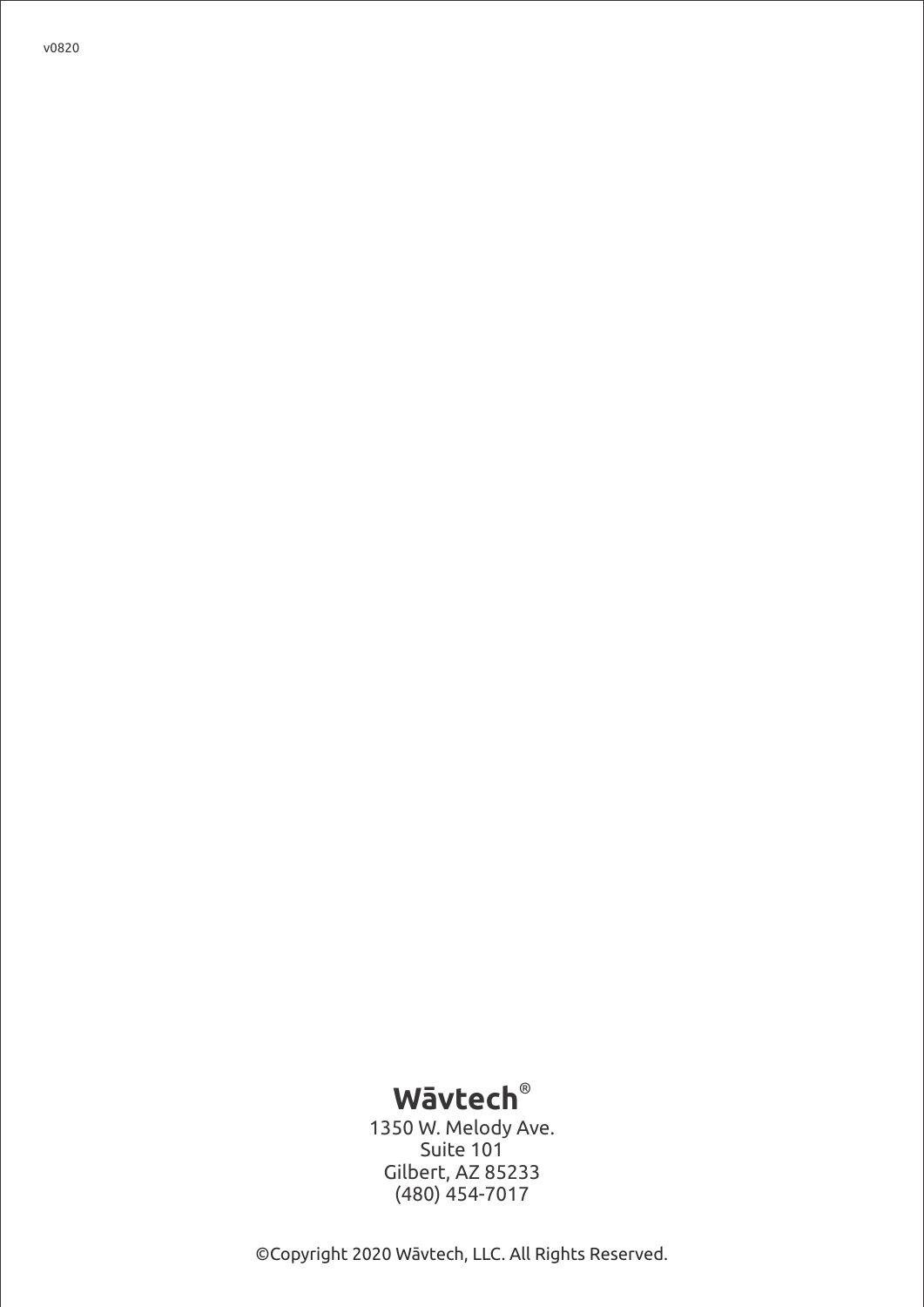v0820

**Wāvtech®**

1350 W. Melody Ave.
Suite 101
Gilbert, AZ 85233
(480) 454-7017

©Copyright 2020 Wāvtech, LLC. All Rights Reserved.